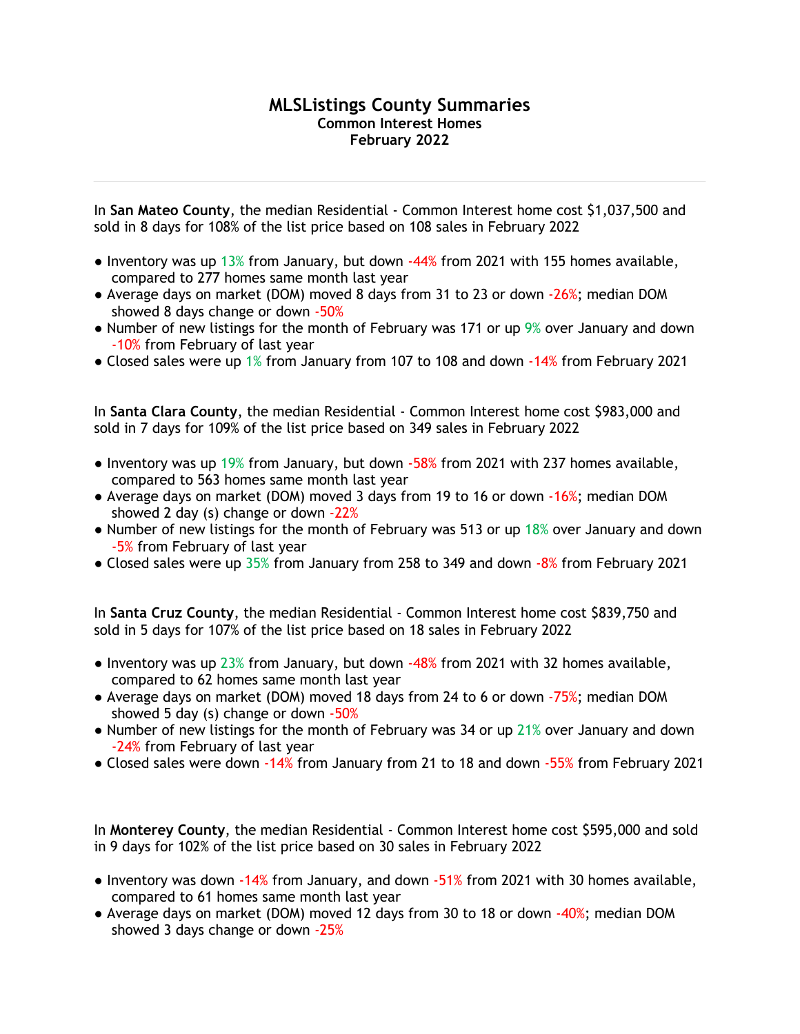# MLSListings County Summaries

**Common Interest Homes**

**February 2022**

---

In **San Mateo County**, the median Residential - Common Interest home cost $1,037,500 and sold in 8 days for 108% of the list price based on 108 sales in February 2022

- Inventory was up 13% from January, but down -44% from 2021 with 155 homes available, compared to 277 homes same month last year
- Average days on market (DOM) moved 8 days from 31 to 23 or down -26%; median DOM showed 8 days change or down -50%
- Number of new listings for the month of February was 171 or up 9% over January and down -10% from February of last year
- Closed sales were up 1% from January from 107 to 108 and down -14% from February 2021

In **Santa Clara County**, the median Residential - Common Interest home cost $983,000 and sold in 7 days for 109% of the list price based on 349 sales in February 2022

- Inventory was up 19% from January, but down -58% from 2021 with 237 homes available, compared to 563 homes same month last year
- Average days on market (DOM) moved 3 days from 19 to 16 or down -16%; median DOM showed 2 day (s) change or down -22%
- Number of new listings for the month of February was 513 or up 18% over January and down -5% from February of last year
- Closed sales were up 35% from January from 258 to 349 and down -8% from February 2021

In **Santa Cruz County**, the median Residential - Common Interest home cost $839,750 and sold in 5 days for 107% of the list price based on 18 sales in February 2022

- Inventory was up 23% from January, but down -48% from 2021 with 32 homes available, compared to 62 homes same month last year
- Average days on market (DOM) moved 18 days from 24 to 6 or down -75%; median DOM showed 5 day (s) change or down -50%
- Number of new listings for the month of February was 34 or up 21% over January and down -24% from February of last year
- Closed sales were down -14% from January from 21 to 18 and down -55% from February 2021

In **Monterey County**, the median Residential - Common Interest home cost $595,000 and sold in 9 days for 102% of the list price based on 30 sales in February 2022

- Inventory was down -14% from January, and down -51% from 2021 with 30 homes available, compared to 61 homes same month last year
- Average days on market (DOM) moved 12 days from 30 to 18 or down -40%; median DOM showed 3 days change or down -25%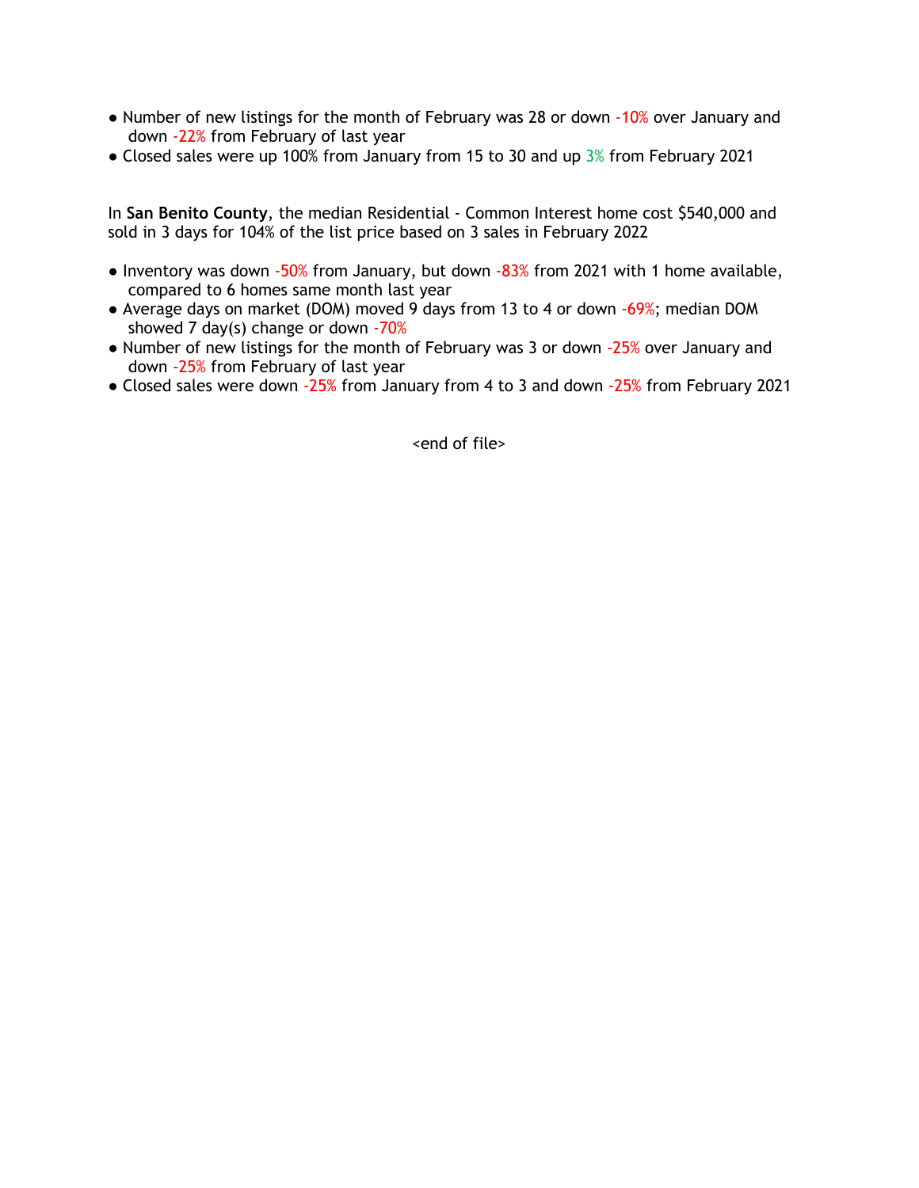- Number of new listings for the month of February was 28 or down -10% over January and down -22% from February of last year
- Closed sales were up 100% from January from 15 to 30 and up 3% from February 2021

In **San Benito County**, the median Residential - Common Interest home cost $540,000 and sold in 3 days for 104% of the list price based on 3 sales in February 2022

- Inventory was down -50% from January, but down -83% from 2021 with 1 home available, compared to 6 homes same month last year
- Average days on market (DOM) moved 9 days from 13 to 4 or down -69%; median DOM showed 7 day(s) change or down -70%
- Number of new listings for the month of February was 3 or down -25% over January and down -25% from February of last year
- Closed sales were down -25% from January from 4 to 3 and down -25% from February 2021

<end of file>